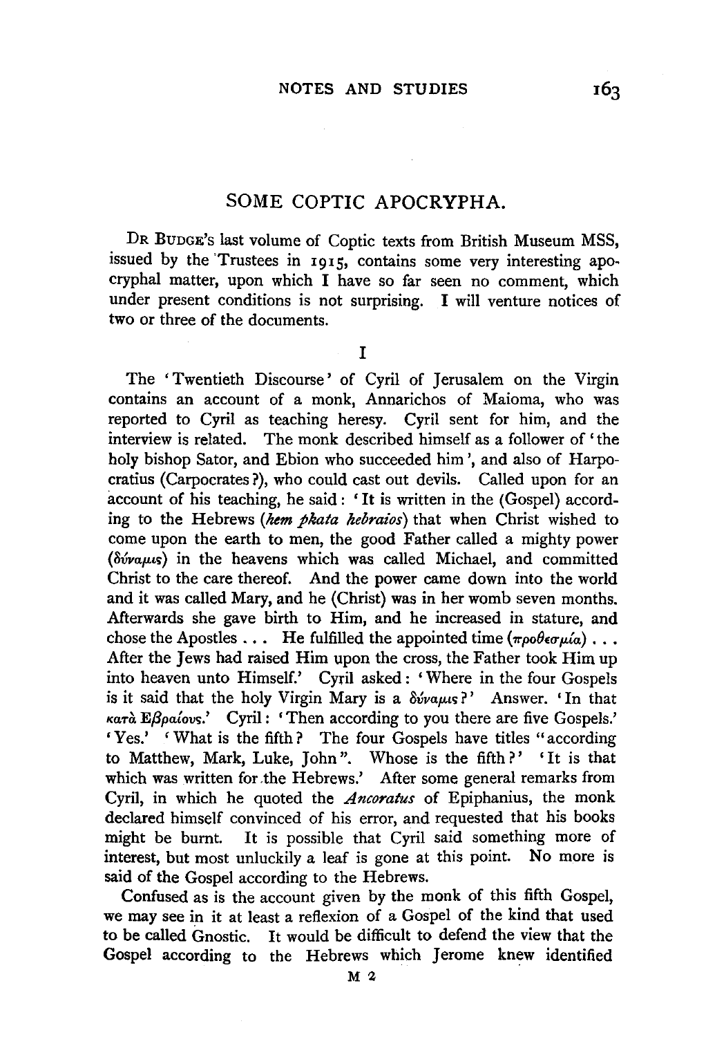# SOME COPTIC APOCRYPHA.

DR BUDGE's last volume of Coptic texts from British Museum MSS, issued by the Trustees in 1915, contains some very interesting apocryphal matter, upon which I have so far seen no comment, which under present conditions is not surprising. I will venture notices of two or three of the documents.

## I

The 'Twentieth Discourse' of Cyril of Jerusalem on the Virgin contains an account of a monk, Annarichos of Maioma, who was reported to Cyril as teaching heresy. Cyril sent for him, and the interview is related. The monk described himself as a follower of 'the holy bishop Sator, and Ebion who succeeded him', and also of Harpocratius (Carpocrates?), who could cast out devils. Called upon for an account of his teaching, he said: 'It is written in the (Gospel) according to the Hebrews (*hem pkata hebraios*) that when Christ wished to come upon the earth to men, the good Father called a mighty power (δύναμις) in the heavens which was called Michael, and committed Christ to the care thereof. And the power came down into the world and it was called Mary, and he (Christ) was in her womb seven months. Afterwards she gave birth to Him, and he increased in stature, and chose the Apostles . . . He fulfilled the appointed time (προθεσμία) . . . After the Jews had raised Him upon the cross, the Father took Him up into heaven unto Himself.' Cyril asked: 'Where in the four Gospels is it said that the holy Virgin Mary is a δύναμις?' Answer. 'In that κατὰ Ἑβραίους.' Cyril: 'Then according to you there are five Gospels.' 'Yes.' 'What is the fifth? The four Gospels have titles "according to Matthew, Mark, Luke, John". Whose is the fifth?' 'It is that which was written for the Hebrews.' After some general remarks from Cyril, in which he quoted the *Ancoratus* of Epiphanius, the monk declared himself convinced of his error, and requested that his books might be burnt. It is possible that Cyril said something more of interest, but most unluckily a leaf is gone at this point. No more is said of the Gospel according to the Hebrews.

Confused as is the account given by the monk of this fifth Gospel, we may see in it at least a reflexion of a Gospel of the kind that used to be called Gnostic. It would be difficult to defend the view that the Gospel according to the Hebrews which Jerome knew identified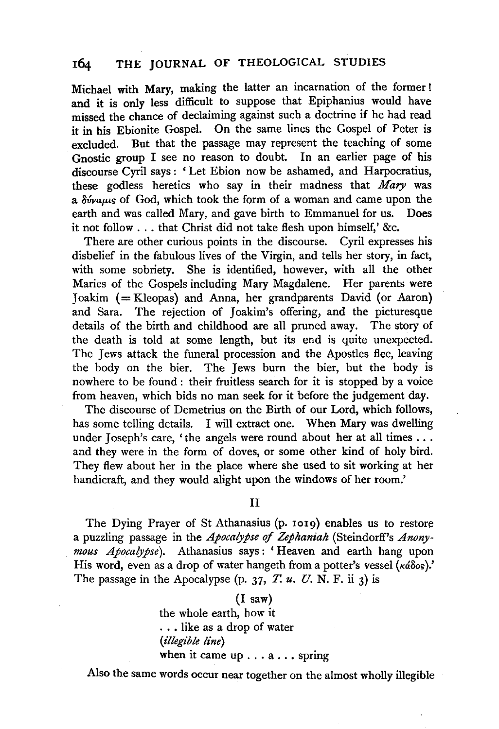Michael with Mary, making the latter an incarnation of the former! and it is only less difficult to suppose that Epiphanius would have missed the chance of declaiming against such a doctrine if he had read it in his Ebionite Gospel. On the same lines the Gospel of Peter is excluded. But that the passage may represent the teaching of some Gnostic group I see no reason to doubt. In an earlier page of his discourse Cyril says: 'Let Ebion now be ashamed, and Harpocratius, these godless heretics who say in their madness that *Mary* was a δύναμις of God, which took the form of a woman and came upon the earth and was called Mary, and gave birth to Emmanuel for us. Does it not follow . . . that Christ did not take flesh upon himself,' &c.

There are other curious points in the discourse. Cyril expresses his disbelief in the fabulous lives of the Virgin, and tells her story, in fact, with some sobriety. She is identified, however, with all the other Maries of the Gospels including Mary Magdalene. Her parents were Joakim (= Kleopas) and Anna, her grandparents David (or Aaron) and Sara. The rejection of Joakim's offering, and the picturesque details of the birth and childhood are all pruned away. The story of the death is told at some length, but its end is quite unexpected. The Jews attack the funeral procession and the Apostles flee, leaving the body on the bier. The Jews burn the bier, but the body is nowhere to be found: their fruitless search for it is stopped by a voice from heaven, which bids no man seek for it before the judgement day.

The discourse of Demetrius on the Birth of our Lord, which follows, has some telling details. I will extract one. When Mary was dwelling under Joseph's care, 'the angels were round about her at all times . . . and they were in the form of doves, or some other kind of holy bird. They flew about her in the place where she used to sit working at her handicraft, and they would alight upon the windows of her room.'

## II

The Dying Prayer of St Athanasius (p. 1019) enables us to restore a puzzling passage in the *Apocalypse of Zephaniah* (Steindorff's *Anonymous Apocalypse*). Athanasius says: 'Heaven and earth hang upon His word, even as a drop of water hangeth from a potter's vessel (κάδος).' The passage in the Apocalypse (p. 37, *T. u. U.* N. F. ii 3) is

(I saw)
the whole earth, how it
. . . like as a drop of water
(*illegible line*)
when it came up . . . a . . . spring

Also the same words occur near together on the almost wholly illegible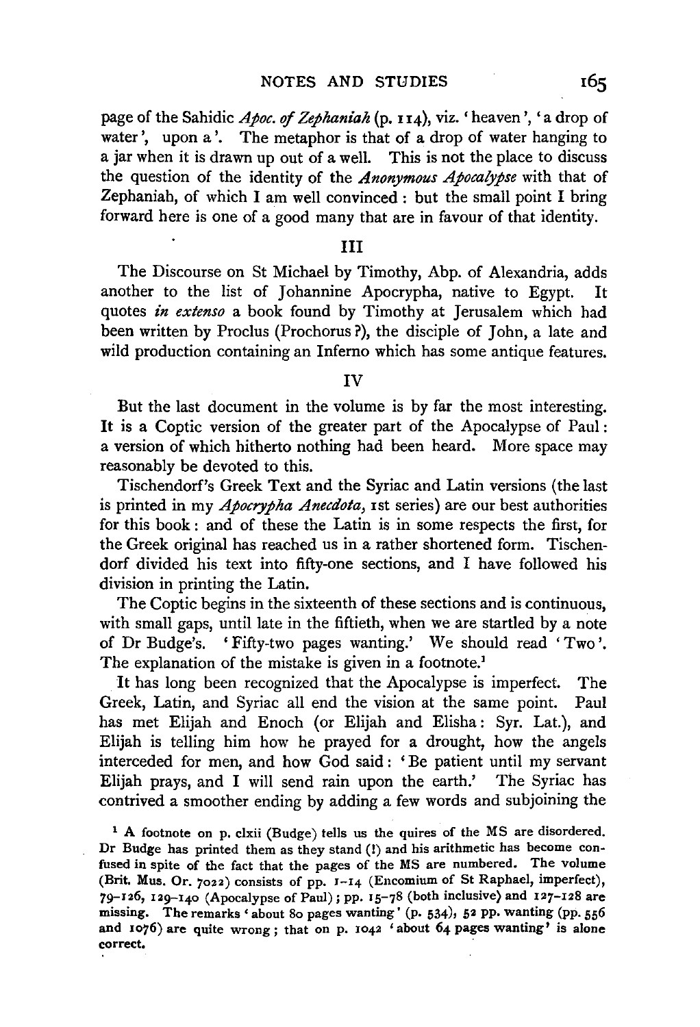page of the Sahidic *Apoc. of Zephaniah* (p. 114), viz. 'heaven', 'a drop of water', upon a'. The metaphor is that of a drop of water hanging to a jar when it is drawn up out of a well. This is not the place to discuss the question of the identity of the *Anonymous Apocalypse* with that of Zephaniah, of which I am well convinced: but the small point I bring forward here is one of a good many that are in favour of that identity.

### III

The Discourse on St Michael by Timothy, Abp. of Alexandria, adds another to the list of Johannine Apocrypha, native to Egypt. It quotes *in extenso* a book found by Timothy at Jerusalem which had been written by Proclus (Prochorus ?), the disciple of John, a late and wild production containing an Inferno which has some antique features.

### IV

But the last document in the volume is by far the most interesting. It is a Coptic version of the greater part of the Apocalypse of Paul: a version of which hitherto nothing had been heard. More space may reasonably be devoted to this.

Tischendorf's Greek Text and the Syriac and Latin versions (the last is printed in my *Apocrypha Anecdota*, 1st series) are our best authorities for this book: and of these the Latin is in some respects the first, for the Greek original has reached us in a rather shortened form. Tischendorf divided his text into fifty-one sections, and I have followed his division in printing the Latin.

The Coptic begins in the sixteenth of these sections and is continuous, with small gaps, until late in the fiftieth, when we are startled by a note of Dr Budge's. 'Fifty-two pages wanting.' We should read 'Two'. The explanation of the mistake is given in a footnote.[1]

It has long been recognized that the Apocalypse is imperfect. The Greek, Latin, and Syriac all end the vision at the same point. Paul has met Elijah and Enoch (or Elijah and Elisha: Syr. Lat.), and Elijah is telling him how he prayed for a drought, how the angels interceded for men, and how God said: 'Be patient until my servant Elijah prays, and I will send rain upon the earth.' The Syriac has contrived a smoother ending by adding a few words and subjoining the

[1] A footnote on p. clxii (Budge) tells us the quires of the MS are disordered. Dr Budge has printed them as they stand (!) and his arithmetic has become confused in spite of the fact that the pages of the MS are numbered. The volume (Brit. Mus. Or. 7022) consists of pp. 1–14 (Encomium of St Raphael, imperfect), 79–126, 129–140 (Apocalypse of Paul); pp. 15–78 (both inclusive) and 127–128 are missing. The remarks 'about 80 pages wanting' (p. 534), 52 pp. wanting (pp. 556 and 1076) are quite wrong; that on p. 1042 'about 64 pages wanting' is alone correct.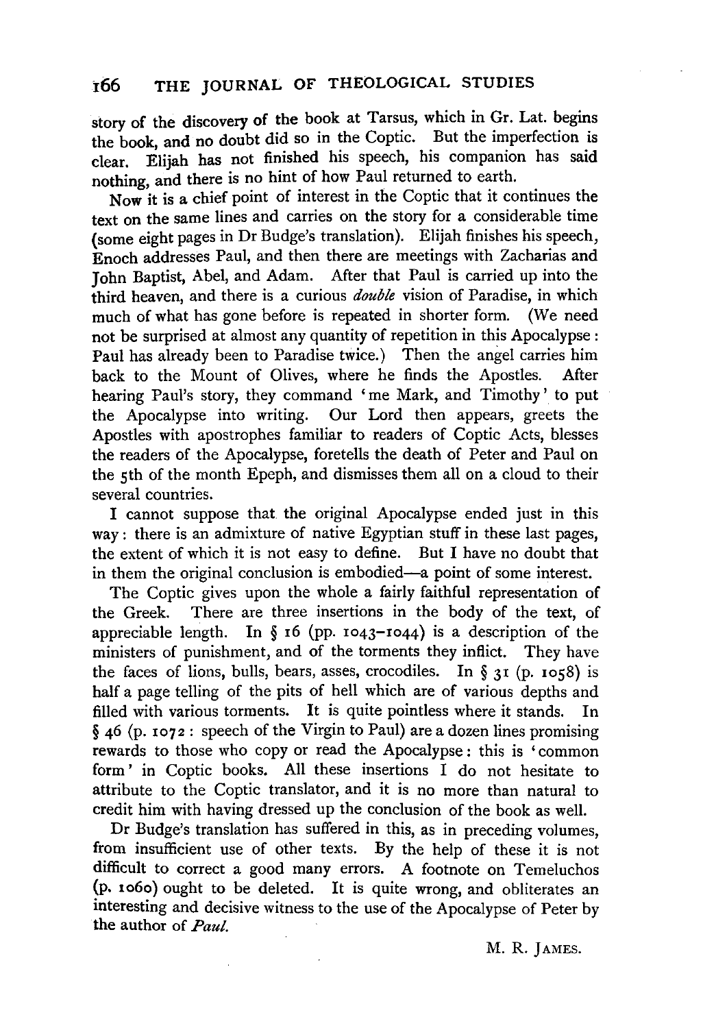story of the discovery of the book at Tarsus, which in Gr. Lat. begins the book, and no doubt did so in the Coptic. But the imperfection is clear. Elijah has not finished his speech, his companion has said nothing, and there is no hint of how Paul returned to earth.

Now it is a chief point of interest in the Coptic that it continues the text on the same lines and carries on the story for a considerable time (some eight pages in Dr Budge's translation). Elijah finishes his speech, Enoch addresses Paul, and then there are meetings with Zacharias and John Baptist, Abel, and Adam. After that Paul is carried up into the third heaven, and there is a curious *double* vision of Paradise, in which much of what has gone before is repeated in shorter form. (We need not be surprised at almost any quantity of repetition in this Apocalypse: Paul has already been to Paradise twice.) Then the angel carries him back to the Mount of Olives, where he finds the Apostles. After hearing Paul's story, they command 'me Mark, and Timothy' to put the Apocalypse into writing. Our Lord then appears, greets the Apostles with apostrophes familiar to readers of Coptic Acts, blesses the readers of the Apocalypse, foretells the death of Peter and Paul on the 5th of the month Epeph, and dismisses them all on a cloud to their several countries.

I cannot suppose that the original Apocalypse ended just in this way: there is an admixture of native Egyptian stuff in these last pages, the extent of which it is not easy to define. But I have no doubt that in them the original conclusion is embodied—a point of some interest.

The Coptic gives upon the whole a fairly faithful representation of the Greek. There are three insertions in the body of the text, of appreciable length. In § 16 (pp. 1043–1044) is a description of the ministers of punishment, and of the torments they inflict. They have the faces of lions, bulls, bears, asses, crocodiles. In § 31 (p. 1058) is half a page telling of the pits of hell which are of various depths and filled with various torments. It is quite pointless where it stands. In § 46 (p. 1072: speech of the Virgin to Paul) are a dozen lines promising rewards to those who copy or read the Apocalypse: this is 'common form' in Coptic books. All these insertions I do not hesitate to attribute to the Coptic translator, and it is no more than natural to credit him with having dressed up the conclusion of the book as well.

Dr Budge's translation has suffered in this, as in preceding volumes, from insufficient use of other texts. By the help of these it is not difficult to correct a good many errors. A footnote on Temeluchos (p. 1060) ought to be deleted. It is quite wrong, and obliterates an interesting and decisive witness to the use of the Apocalypse of Peter by the author of *Paul*.

M. R. JAMES.